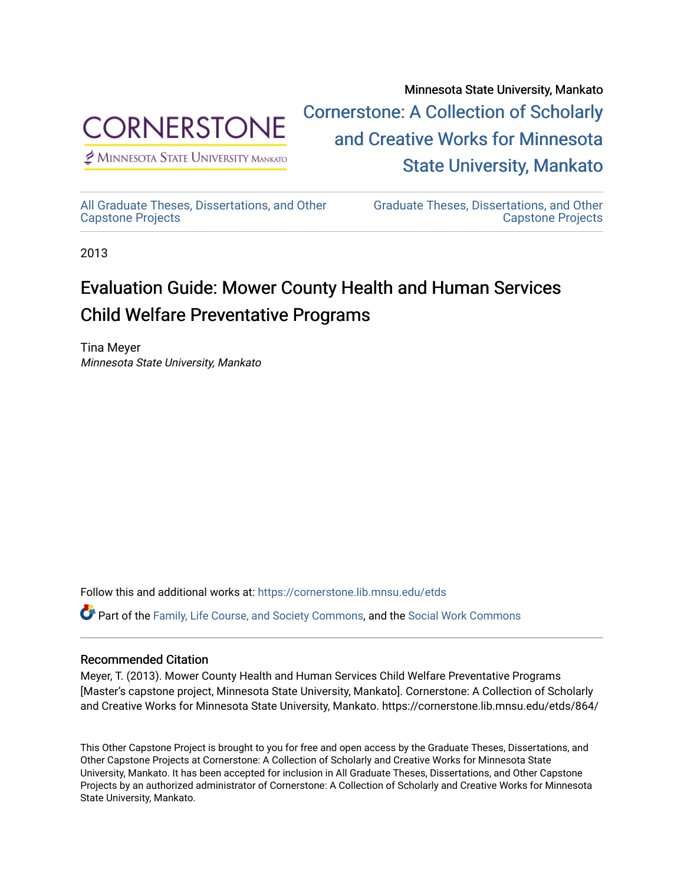Minnesota State University, Mankato

Cornerstone: A Collection of Scholarly and Creative Works for Minnesota State University, Mankato

All Graduate Theses, Dissertations, and Other Capstone Projects

Graduate Theses, Dissertations, and Other Capstone Projects

2013

# Evaluation Guide: Mower County Health and Human Services Child Welfare Preventative Programs

Tina Meyer
*Minnesota State University, Mankato*

Follow this and additional works at: https://cornerstone.lib.mnsu.edu/etds

Part of the Family, Life Course, and Society Commons, and the Social Work Commons

## Recommended Citation

Meyer, T. (2013). Mower County Health and Human Services Child Welfare Preventative Programs [Master's capstone project, Minnesota State University, Mankato]. Cornerstone: A Collection of Scholarly and Creative Works for Minnesota State University, Mankato. https://cornerstone.lib.mnsu.edu/etds/864/

This Other Capstone Project is brought to you for free and open access by the Graduate Theses, Dissertations, and Other Capstone Projects at Cornerstone: A Collection of Scholarly and Creative Works for Minnesota State University, Mankato. It has been accepted for inclusion in All Graduate Theses, Dissertations, and Other Capstone Projects by an authorized administrator of Cornerstone: A Collection of Scholarly and Creative Works for Minnesota State University, Mankato.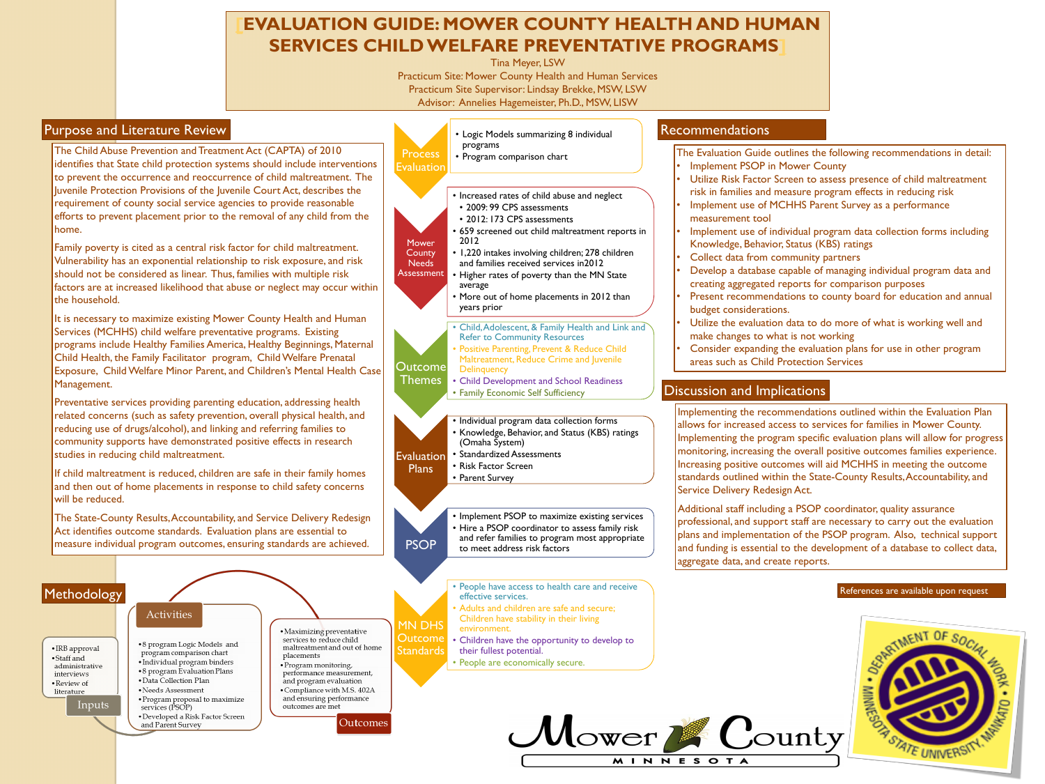# EVALUATION GUIDE: MOWER COUNTY HEALTH AND HUMAN SERVICES CHILD WELFARE PREVENTATIVE PROGRAMS

Tina Meyer, LSW
Practicum Site: Mower County Health and Human Services
Practicum Site Supervisor: Lindsay Brekke, MSW, LSW
Advisor: Annelies Hagemeister, Ph.D., MSW, LISW

## Purpose and Literature Review

The Child Abuse Prevention and Treatment Act (CAPTA) of 2010 identifies that State child protection systems should include interventions to prevent the occurrence and reoccurrence of child maltreatment. The Juvenile Protection Provisions of the Juvenile Court Act, describes the requirement of county social service agencies to provide reasonable efforts to prevent placement prior to the removal of any child from the home.

Family poverty is cited as a central risk factor for child maltreatment. Vulnerability has an exponential relationship to risk exposure, and risk should not be considered as linear. Thus, families with multiple risk factors are at increased likelihood that abuse or neglect may occur within the household.

It is necessary to maximize existing Mower County Health and Human Services (MCHHS) child welfare preventative programs. Existing programs include Healthy Families America, Healthy Beginnings, Maternal Child Health, the Family Facilitator program, Child Welfare Prenatal Exposure, Child Welfare Minor Parent, and Children's Mental Health Case Management.

Preventative services providing parenting education, addressing health related concerns (such as safety prevention, overall physical health, and reducing use of drugs/alcohol), and linking and referring families to community supports have demonstrated positive effects in research studies in reducing child maltreatment.

If child maltreatment is reduced, children are safe in their family homes and then out of home placements in response to child safety concerns will be reduced.

The State-County Results, Accountability, and Service Delivery Redesign Act identifies outcome standards. Evaluation plans are essential to measure individual program outcomes, ensuring standards are achieved.

## Methodology

**Inputs**
- IRB approval
- Staff and administrative interviews
- Review of literature

**Activities**
- 8 program Logic Models and program comparison chart
- Individual program binders
- 8 program Evaluation Plans
- Data Collection Plan
- Needs Assessment
- Program proposal to maximize services (PSOP)
- Developed a Risk Factor Screen and Parent Survey

**Outcomes**
- Maximizing preventative services to reduce child maltreatment and out of home placements
- Program monitoring, performance measurement, and program evaluation
- Compliance with M.S. 402A and ensuring performance outcomes are met

**Process Evaluation**
- Logic Models summarizing 8 individual programs
- Program comparison chart

**Mower County Needs Assessment**
- Increased rates of child abuse and neglect
  - 2009: 99 CPS assessments
  - 2012: 173 CPS assessments
- 659 screened out child maltreatment reports in 2012
- 1,220 intakes involving children; 278 children and families received services in2012
- Higher rates of poverty than the MN State average
- More out of home placements in 2012 than years prior

**Outcome Themes**
- Child, Adolescent, & Family Health and Link and Refer to Community Resources
- Positive Parenting, Prevent & Reduce Child Maltreatment, Reduce Crime and Juvenile Delinquency
- Child Development and School Readiness
- Family Economic Self Sufficiency

**Evaluation Plans**
- Individual program data collection forms
- Knowledge, Behavior, and Status (KBS) ratings (Omaha System)
- Standardized Assessments
- Risk Factor Screen
- Parent Survey

**PSOP**
- Implement PSOP to maximize existing services
- Hire a PSOP coordinator to assess family risk and refer families to program most appropriate to meet address risk factors

**MN DHS Outcome Standards**
- People have access to health care and receive effective services.
- Adults and children are safe and secure; Children have stability in their living environment.
- Children have the opportunity to develop to their fullest potential.
- People are economically secure.

## Recommendations

The Evaluation Guide outlines the following recommendations in detail:
- Implement PSOP in Mower County
- Utilize Risk Factor Screen to assess presence of child maltreatment risk in families and measure program effects in reducing risk
- Implement use of MCHHS Parent Survey as a performance measurement tool
- Implement use of individual program data collection forms including Knowledge, Behavior, Status (KBS) ratings
- Collect data from community partners
- Develop a database capable of managing individual program data and creating aggregated reports for comparison purposes
- Present recommendations to county board for education and annual budget considerations.
- Utilize the evaluation data to do more of what is working well and make changes to what is not working
- Consider expanding the evaluation plans for use in other program areas such as Child Protection Services

## Discussion and Implications

Implementing the recommendations outlined within the Evaluation Plan allows for increased access to services for families in Mower County. Implementing the program specific evaluation plans will allow for progress monitoring, increasing the overall positive outcomes families experience. Increasing positive outcomes will aid MCHHS in meeting the outcome standards outlined within the State-County Results, Accountability, and Service Delivery Redesign Act.

Additional staff including a PSOP coordinator, quality assurance professional, and support staff are necessary to carry out the evaluation plans and implementation of the PSOP program. Also, technical support and funding is essential to the development of a database to collect data, aggregate data, and create reports.

References are available upon request